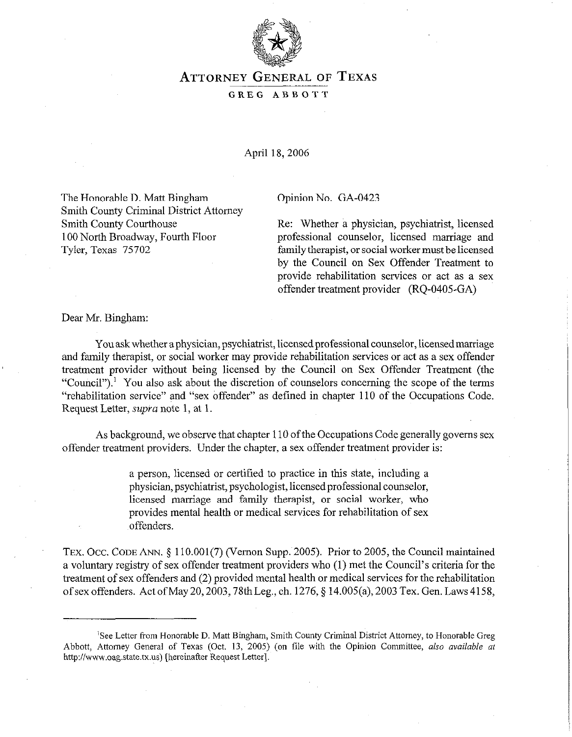# ATTORNEY GENERAL OF TEXAS

**GREG ABBOTT**

April 18, 2006

The Honorable D. Matt Bingham
Smith County Criminal District Attorney
Smith County Courthouse
100 North Broadway, Fourth Floor
Tyler, Texas 75702

Opinion No. GA-0423

Re: Whether a physician, psychiatrist, licensed professional counselor, licensed marriage and family therapist, or social worker must be licensed by the Council on Sex Offender Treatment to provide rehabilitation services or act as a sex offender treatment provider (RQ-0405-GA)

Dear Mr. Bingham:

You ask whether a physician, psychiatrist, licensed professional counselor, licensed marriage and family therapist, or social worker may provide rehabilitation services or act as a sex offender treatment provider without being licensed by the Council on Sex Offender Treatment (the "Council").[1] You also ask about the discretion of counselors concerning the scope of the terms "rehabilitation service" and "sex offender" as defined in chapter 110 of the Occupations Code. Request Letter, *supra* note 1, at 1.

As background, we observe that chapter 110 of the Occupations Code generally governs sex offender treatment providers. Under the chapter, a sex offender treatment provider is:

> a person, licensed or certified to practice in this state, including a physician, psychiatrist, psychologist, licensed professional counselor, licensed marriage and family therapist, or social worker, who provides mental health or medical services for rehabilitation of sex offenders.

TEX. OCC. CODE ANN. § 110.001(7) (Vernon Supp. 2005). Prior to 2005, the Council maintained a voluntary registry of sex offender treatment providers who (1) met the Council's criteria for the treatment of sex offenders and (2) provided mental health or medical services for the rehabilitation of sex offenders. Act of May 20, 2003, 78th Leg., ch. 1276, § 14.005(a), 2003 Tex. Gen. Laws 4158,

---

[1]See Letter from Honorable D. Matt Bingham, Smith County Criminal District Attorney, to Honorable Greg Abbott, Attorney General of Texas (Oct. 13, 2005) (on file with the Opinion Committee, *also available at* http://www.oag.state.tx.us) [hereinafter Request Letter].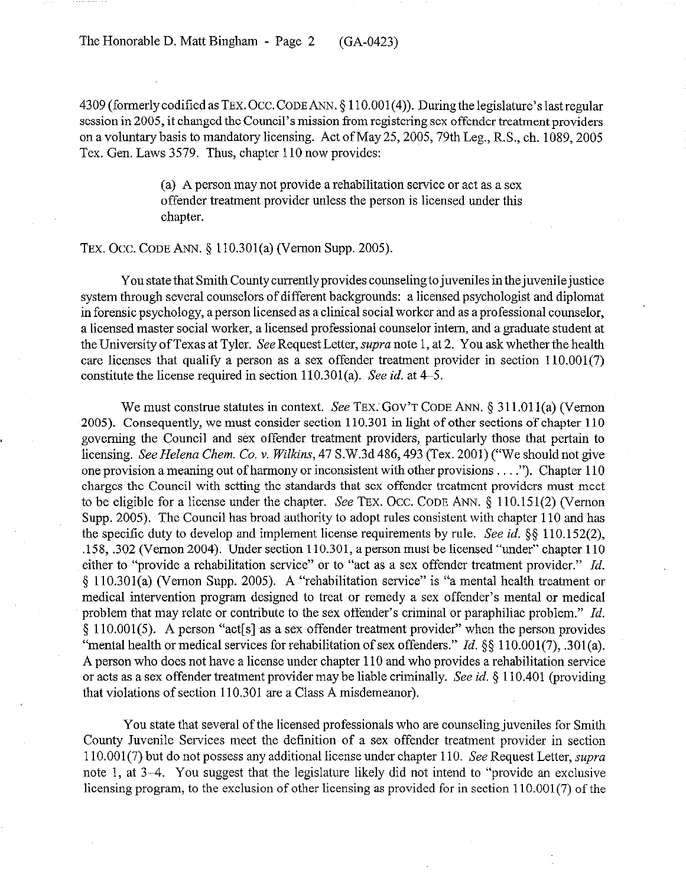4309 (formerly codified as TEX. OCC. CODE ANN. § 110.001(4)). During the legislature's last regular session in 2005, it changed the Council's mission from registering sex offender treatment providers on a voluntary basis to mandatory licensing. Act of May 25, 2005, 79th Leg., R.S., ch. 1089, 2005 Tex. Gen. Laws 3579. Thus, chapter 110 now provides:

> (a) A person may not provide a rehabilitation service or act as a sex offender treatment provider unless the person is licensed under this chapter.

TEX. OCC. CODE ANN. § 110.301(a) (Vernon Supp. 2005).

You state that Smith County currently provides counseling to juveniles in the juvenile justice system through several counselors of different backgrounds: a licensed psychologist and diplomat in forensic psychology, a person licensed as a clinical social worker and as a professional counselor, a licensed master social worker, a licensed professional counselor intern, and a graduate student at the University of Texas at Tyler. *See* Request Letter, *supra* note 1, at 2. You ask whether the health care licenses that qualify a person as a sex offender treatment provider in section 110.001(7) constitute the license required in section 110.301(a). *See id.* at 4–5.

We must construe statutes in context. *See* TEX. GOV'T CODE ANN. § 311.011(a) (Vernon 2005). Consequently, we must consider section 110.301 in light of other sections of chapter 110 governing the Council and sex offender treatment providers, particularly those that pertain to licensing. *See Helena Chem. Co. v. Wilkins*, 47 S.W.3d 486, 493 (Tex. 2001) ("We should not give one provision a meaning out of harmony or inconsistent with other provisions . . . ."). Chapter 110 charges the Council with setting the standards that sex offender treatment providers must meet to be eligible for a license under the chapter. *See* TEX. OCC. CODE ANN. § 110.151(2) (Vernon Supp. 2005). The Council has broad authority to adopt rules consistent with chapter 110 and has the specific duty to develop and implement license requirements by rule. *See id.* §§ 110.152(2), .158, .302 (Vernon 2004). Under section 110.301, a person must be licensed "under" chapter 110 either to "provide a rehabilitation service" or to "act as a sex offender treatment provider." *Id.* § 110.301(a) (Vernon Supp. 2005). A "rehabilitation service" is "a mental health treatment or medical intervention program designed to treat or remedy a sex offender's mental or medical problem that may relate or contribute to the sex offender's criminal or paraphiliac problem." *Id.* § 110.001(5). A person "act[s] as a sex offender treatment provider" when the person provides "mental health or medical services for rehabilitation of sex offenders." *Id.* §§ 110.001(7), .301(a). A person who does not have a license under chapter 110 and who provides a rehabilitation service or acts as a sex offender treatment provider may be liable criminally. *See id.* § 110.401 (providing that violations of section 110.301 are a Class A misdemeanor).

You state that several of the licensed professionals who are counseling juveniles for Smith County Juvenile Services meet the definition of a sex offender treatment provider in section 110.001(7) but do not possess any additional license under chapter 110. *See* Request Letter, *supra* note 1, at 3–4. You suggest that the legislature likely did not intend to "provide an exclusive licensing program, to the exclusion of other licensing as provided for in section 110.001(7) of the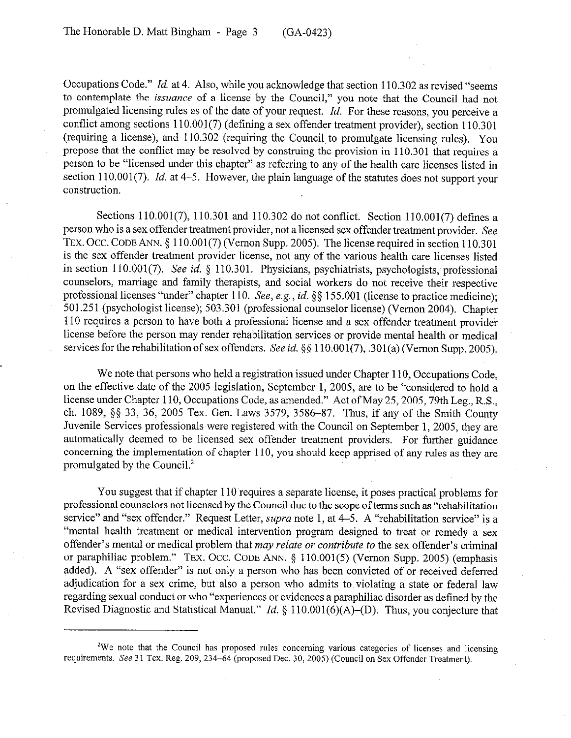Occupations Code." *Id.* at 4. Also, while you acknowledge that section 110.302 as revised "seems to contemplate the *issuance* of a license by the Council," you note that the Council had not promulgated licensing rules as of the date of your request. *Id.* For these reasons, you perceive a conflict among sections 110.001(7) (defining a sex offender treatment provider), section 110.301 (requiring a license), and 110.302 (requiring the Council to promulgate licensing rules). You propose that the conflict may be resolved by construing the provision in 110.301 that requires a person to be "licensed under this chapter" as referring to any of the health care licenses listed in section 110.001(7). *Id.* at 4–5. However, the plain language of the statutes does not support your construction.

Sections 110.001(7), 110.301 and 110.302 do not conflict. Section 110.001(7) defines a person who is a sex offender treatment provider, not a licensed sex offender treatment provider. *See* TEX. OCC. CODE ANN. § 110.001(7) (Vernon Supp. 2005). The license required in section 110.301 is the sex offender treatment provider license, not any of the various health care licenses listed in section 110.001(7). *See id.* § 110.301. Physicians, psychiatrists, psychologists, professional counselors, marriage and family therapists, and social workers do not receive their respective professional licenses "under" chapter 110. *See, e.g., id.* §§ 155.001 (license to practice medicine); 501.251 (psychologist license); 503.301 (professional counselor license) (Vernon 2004). Chapter 110 requires a person to have both a professional license and a sex offender treatment provider license before the person may render rehabilitation services or provide mental health or medical services for the rehabilitation of sex offenders. *See id.* §§ 110.001(7), .301(a) (Vernon Supp. 2005).

We note that persons who held a registration issued under Chapter 110, Occupations Code, on the effective date of the 2005 legislation, September 1, 2005, are to be "considered to hold a license under Chapter 110, Occupations Code, as amended." Act of May 25, 2005, 79th Leg., R.S., ch. 1089, §§ 33, 36, 2005 Tex. Gen. Laws 3579, 3586–87. Thus, if any of the Smith County Juvenile Services professionals were registered with the Council on September 1, 2005, they are automatically deemed to be licensed sex offender treatment providers. For further guidance concerning the implementation of chapter 110, you should keep apprised of any rules as they are promulgated by the Council.[2]

You suggest that if chapter 110 requires a separate license, it poses practical problems for professional counselors not licensed by the Council due to the scope of terms such as "rehabilitation service" and "sex offender." Request Letter, *supra* note 1, at 4–5. A "rehabilitation service" is a "mental health treatment or medical intervention program designed to treat or remedy a sex offender's mental or medical problem that *may relate or contribute to* the sex offender's criminal or paraphiliac problem." TEX. OCC. CODE ANN. § 110.001(5) (Vernon Supp. 2005) (emphasis added). A "sex offender" is not only a person who has been convicted of or received deferred adjudication for a sex crime, but also a person who admits to violating a state or federal law regarding sexual conduct or who "experiences or evidences a paraphiliac disorder as defined by the Revised Diagnostic and Statistical Manual." *Id.* § 110.001(6)(A)–(D). Thus, you conjecture that

---

[2]We note that the Council has proposed rules concerning various categories of licenses and licensing requirements. *See* 31 Tex. Reg. 209, 234–64 (proposed Dec. 30, 2005) (Council on Sex Offender Treatment).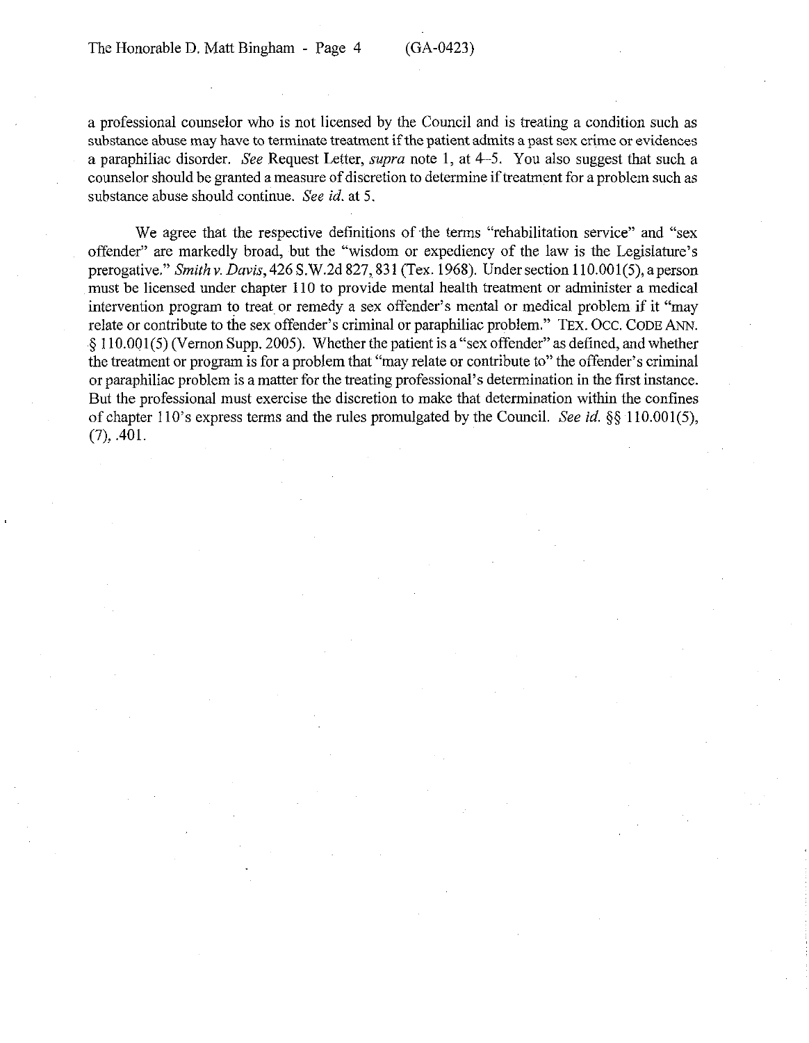a professional counselor who is not licensed by the Council and is treating a condition such as substance abuse may have to terminate treatment if the patient admits a past sex crime or evidences a paraphiliac disorder. *See* Request Letter, *supra* note 1, at 4–5. You also suggest that such a counselor should be granted a measure of discretion to determine if treatment for a problem such as substance abuse should continue. *See id.* at 5.

We agree that the respective definitions of the terms "rehabilitation service" and "sex offender" are markedly broad, but the "wisdom or expediency of the law is the Legislature's prerogative." *Smith v. Davis*, 426 S.W.2d 827, 831 (Tex. 1968). Under section 110.001(5), a person must be licensed under chapter 110 to provide mental health treatment or administer a medical intervention program to treat or remedy a sex offender's mental or medical problem if it "may relate or contribute to the sex offender's criminal or paraphiliac problem." TEX. OCC. CODE ANN. § 110.001(5) (Vernon Supp. 2005). Whether the patient is a "sex offender" as defined, and whether the treatment or program is for a problem that "may relate or contribute to" the offender's criminal or paraphiliac problem is a matter for the treating professional's determination in the first instance. But the professional must exercise the discretion to make that determination within the confines of chapter 110's express terms and the rules promulgated by the Council. *See id.* §§ 110.001(5), (7), .401.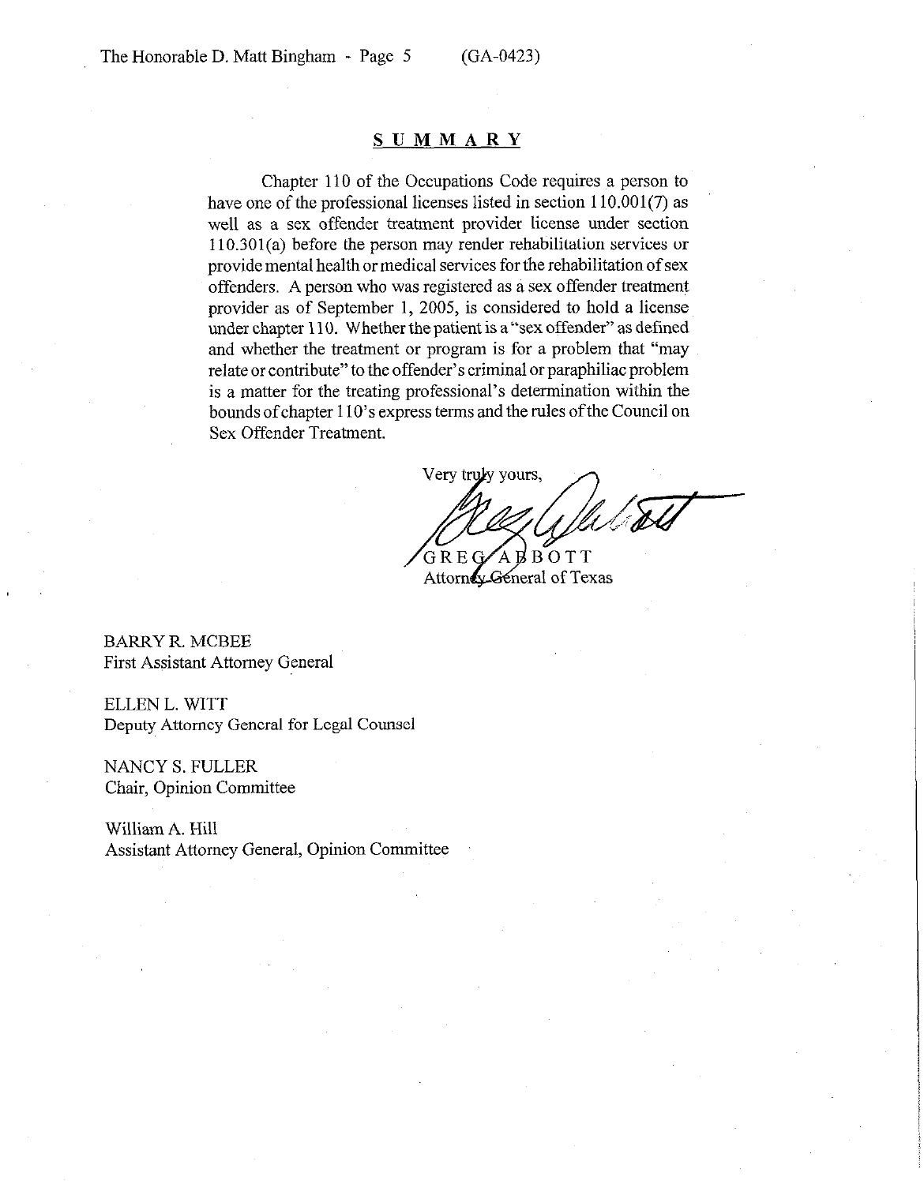## SUMMARY

Chapter 110 of the Occupations Code requires a person to have one of the professional licenses listed in section 110.001(7) as well as a sex offender treatment provider license under section 110.301(a) before the person may render rehabilitation services or provide mental health or medical services for the rehabilitation of sex offenders. A person who was registered as a sex offender treatment provider as of September 1, 2005, is considered to hold a license under chapter 110. Whether the patient is a "sex offender" as defined and whether the treatment or program is for a problem that "may relate or contribute" to the offender's criminal or paraphiliac problem is a matter for the treating professional's determination within the bounds of chapter 110's express terms and the rules of the Council on Sex Offender Treatment.

Very truly yours,

GREG ABBOTT
Attorney General of Texas

BARRY R. MCBEE
First Assistant Attorney General

ELLEN L. WITT
Deputy Attorney General for Legal Counsel

NANCY S. FULLER
Chair, Opinion Committee

William A. Hill
Assistant Attorney General, Opinion Committee